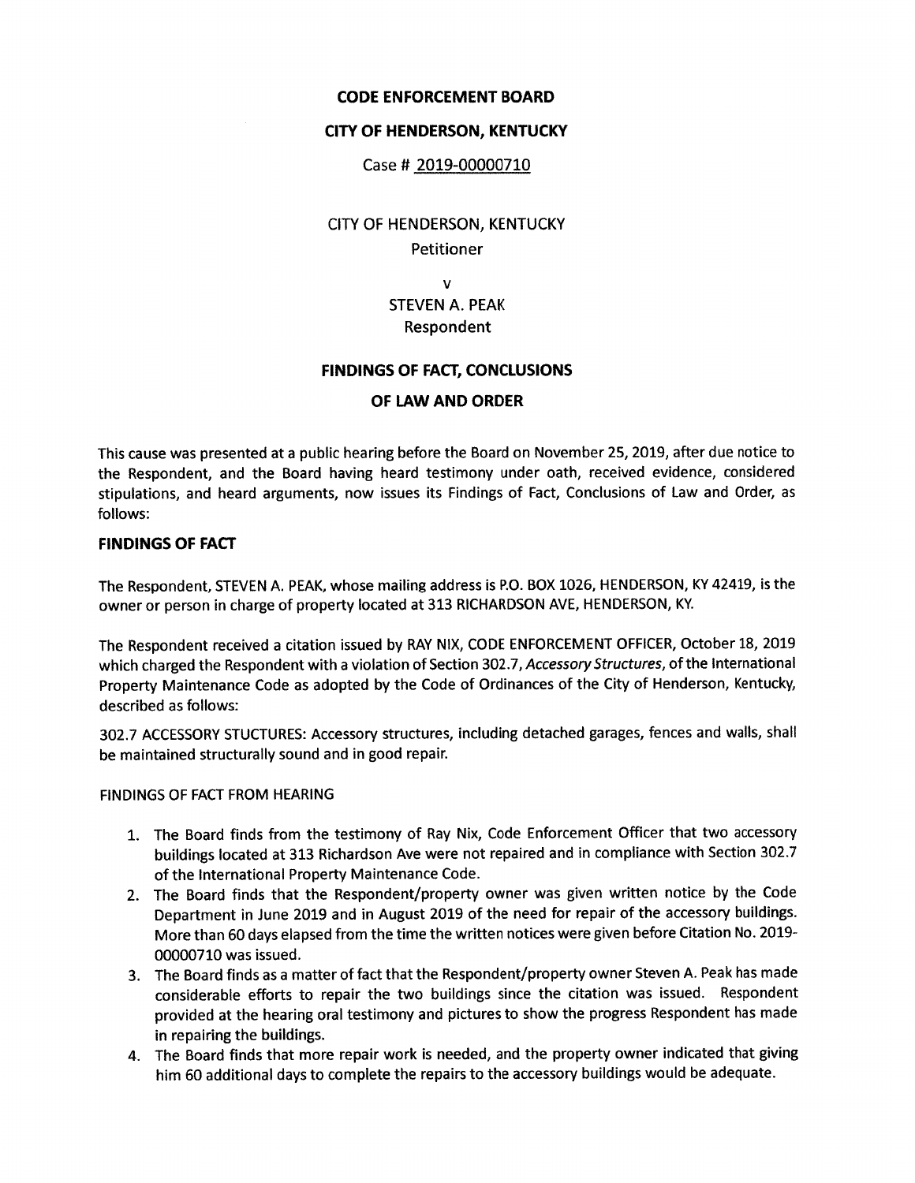**CODE ENFORCEMENT BOARD**

**CITY OF HENDERSON, KENTUCKY**

Case # 2019-00000710

CITY OF HENDERSON, KENTUCKY
Petitioner

v
STEVEN A. PEAK
Respondent

**FINDINGS OF FACT, CONCLUSIONS**

**OF LAW AND ORDER**

This cause was presented at a public hearing before the Board on November 25, 2019, after due notice to the Respondent, and the Board having heard testimony under oath, received evidence, considered stipulations, and heard arguments, now issues its Findings of Fact, Conclusions of Law and Order, as follows:

## FINDINGS OF FACT

The Respondent, STEVEN A. PEAK, whose mailing address is P.O. BOX 1026, HENDERSON, KY 42419, is the owner or person in charge of property located at 313 RICHARDSON AVE, HENDERSON, KY.

The Respondent received a citation issued by RAY NIX, CODE ENFORCEMENT OFFICER, October 18, 2019 which charged the Respondent with a violation of Section 302.7, *Accessory Structures*, of the International Property Maintenance Code as adopted by the Code of Ordinances of the City of Henderson, Kentucky, described as follows:

302.7 ACCESSORY STUCTURES: Accessory structures, including detached garages, fences and walls, shall be maintained structurally sound and in good repair.

FINDINGS OF FACT FROM HEARING

1. The Board finds from the testimony of Ray Nix, Code Enforcement Officer that two accessory buildings located at 313 Richardson Ave were not repaired and in compliance with Section 302.7 of the International Property Maintenance Code.
2. The Board finds that the Respondent/property owner was given written notice by the Code Department in June 2019 and in August 2019 of the need for repair of the accessory buildings. More than 60 days elapsed from the time the written notices were given before Citation No. 2019-00000710 was issued.
3. The Board finds as a matter of fact that the Respondent/property owner Steven A. Peak has made considerable efforts to repair the two buildings since the citation was issued. Respondent provided at the hearing oral testimony and pictures to show the progress Respondent has made in repairing the buildings.
4. The Board finds that more repair work is needed, and the property owner indicated that giving him 60 additional days to complete the repairs to the accessory buildings would be adequate.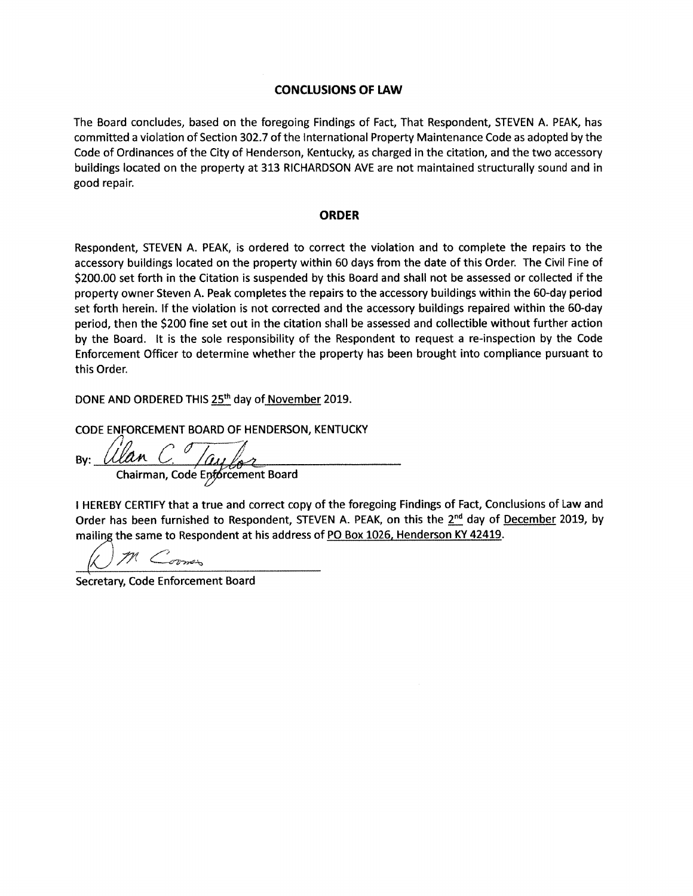## CONCLUSIONS OF LAW

The Board concludes, based on the foregoing Findings of Fact, That Respondent, STEVEN A. PEAK, has committed a violation of Section 302.7 of the International Property Maintenance Code as adopted by the Code of Ordinances of the City of Henderson, Kentucky, as charged in the citation, and the two accessory buildings located on the property at 313 RICHARDSON AVE are not maintained structurally sound and in good repair.

## ORDER

Respondent, STEVEN A. PEAK, is ordered to correct the violation and to complete the repairs to the accessory buildings located on the property within 60 days from the date of this Order. The Civil Fine of $200.00 set forth in the Citation is suspended by this Board and shall not be assessed or collected if the property owner Steven A. Peak completes the repairs to the accessory buildings within the 60-day period set forth herein. If the violation is not corrected and the accessory buildings repaired within the 60-day period, then the $200 fine set out in the citation shall be assessed and collectible without further action by the Board. It is the sole responsibility of the Respondent to request a re-inspection by the Code Enforcement Officer to determine whether the property has been brought into compliance pursuant to this Order.

DONE AND ORDERED THIS 25th day of November 2019.

CODE ENFORCEMENT BOARD OF HENDERSON, KENTUCKY

By: Alan C. Taylor

Chairman, Code Enforcement Board

I HEREBY CERTIFY that a true and correct copy of the foregoing Findings of Fact, Conclusions of Law and Order has been furnished to Respondent, STEVEN A. PEAK, on this the 2nd day of December 2019, by mailing the same to Respondent at his address of PO Box 1026, Henderson KY 42419.

D M Coomes

Secretary, Code Enforcement Board